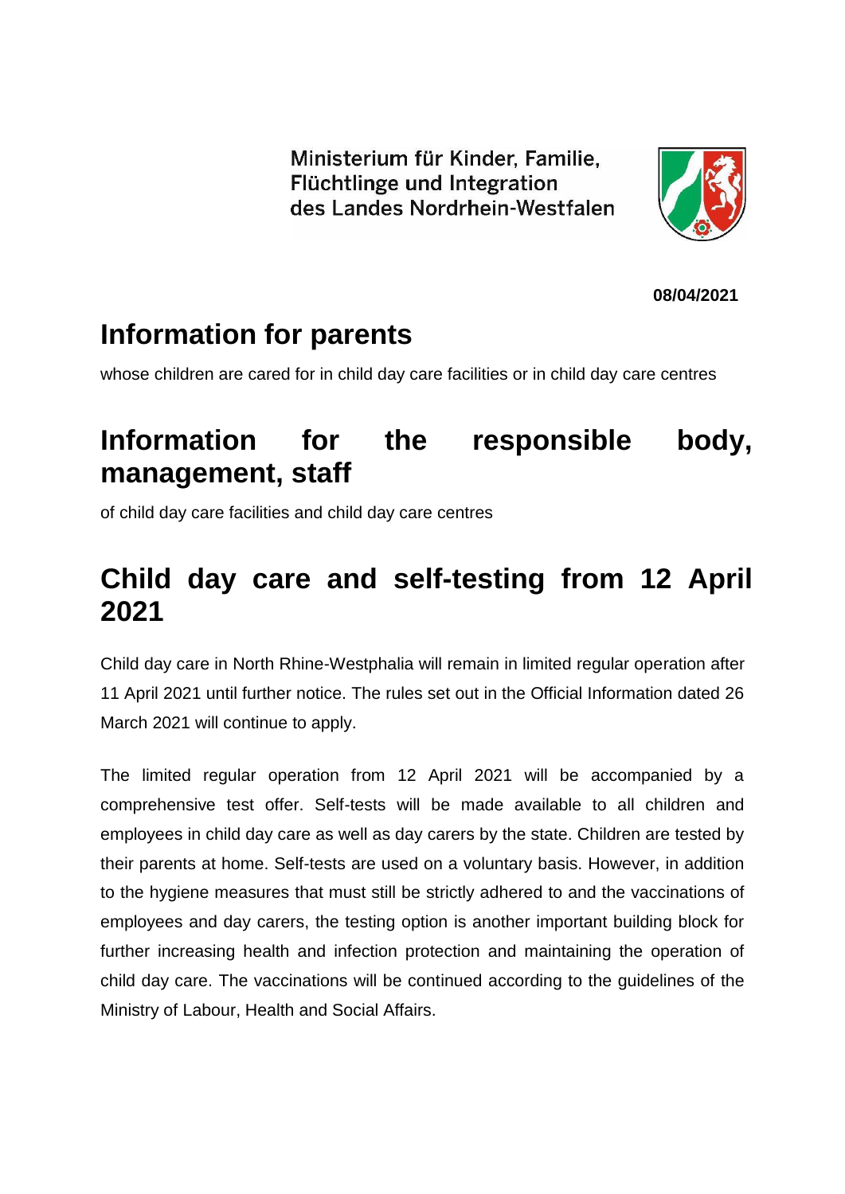Ministerium für Kinder, Familie, Flüchtlinge und Integration des Landes Nordrhein-Westfalen

**08/04/2021**

# Information for parents

whose children are cared for in child day care facilities or in child day care centres

# Information for the responsible body, management, staff

of child day care facilities and child day care centres

# Child day care and self-testing from 12 April 2021

Child day care in North Rhine-Westphalia will remain in limited regular operation after 11 April 2021 until further notice. The rules set out in the Official Information dated 26 March 2021 will continue to apply.

The limited regular operation from 12 April 2021 will be accompanied by a comprehensive test offer. Self-tests will be made available to all children and employees in child day care as well as day carers by the state. Children are tested by their parents at home. Self-tests are used on a voluntary basis. However, in addition to the hygiene measures that must still be strictly adhered to and the vaccinations of employees and day carers, the testing option is another important building block for further increasing health and infection protection and maintaining the operation of child day care. The vaccinations will be continued according to the guidelines of the Ministry of Labour, Health and Social Affairs.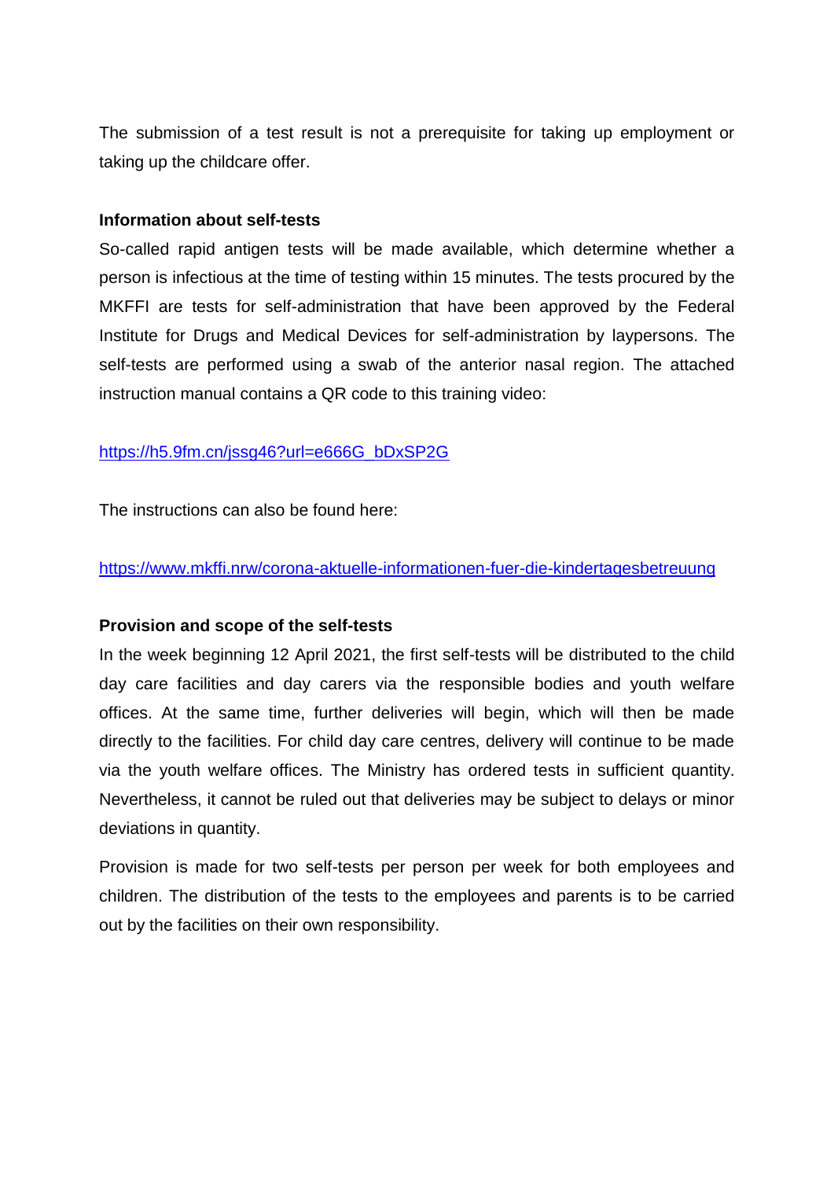The submission of a test result is not a prerequisite for taking up employment or taking up the childcare offer.

**Information about self-tests**

So-called rapid antigen tests will be made available, which determine whether a person is infectious at the time of testing within 15 minutes. The tests procured by the MKFFI are tests for self-administration that have been approved by the Federal Institute for Drugs and Medical Devices for self-administration by laypersons. The self-tests are performed using a swab of the anterior nasal region. The attached instruction manual contains a QR code to this training video:

https://h5.9fm.cn/jssg46?url=e666G_bDxSP2G

The instructions can also be found here:

https://www.mkffi.nrw/corona-aktuelle-informationen-fuer-die-kindertagesbetreuung

**Provision and scope of the self-tests**

In the week beginning 12 April 2021, the first self-tests will be distributed to the child day care facilities and day carers via the responsible bodies and youth welfare offices. At the same time, further deliveries will begin, which will then be made directly to the facilities. For child day care centres, delivery will continue to be made via the youth welfare offices. The Ministry has ordered tests in sufficient quantity. Nevertheless, it cannot be ruled out that deliveries may be subject to delays or minor deviations in quantity.

Provision is made for two self-tests per person per week for both employees and children. The distribution of the tests to the employees and parents is to be carried out by the facilities on their own responsibility.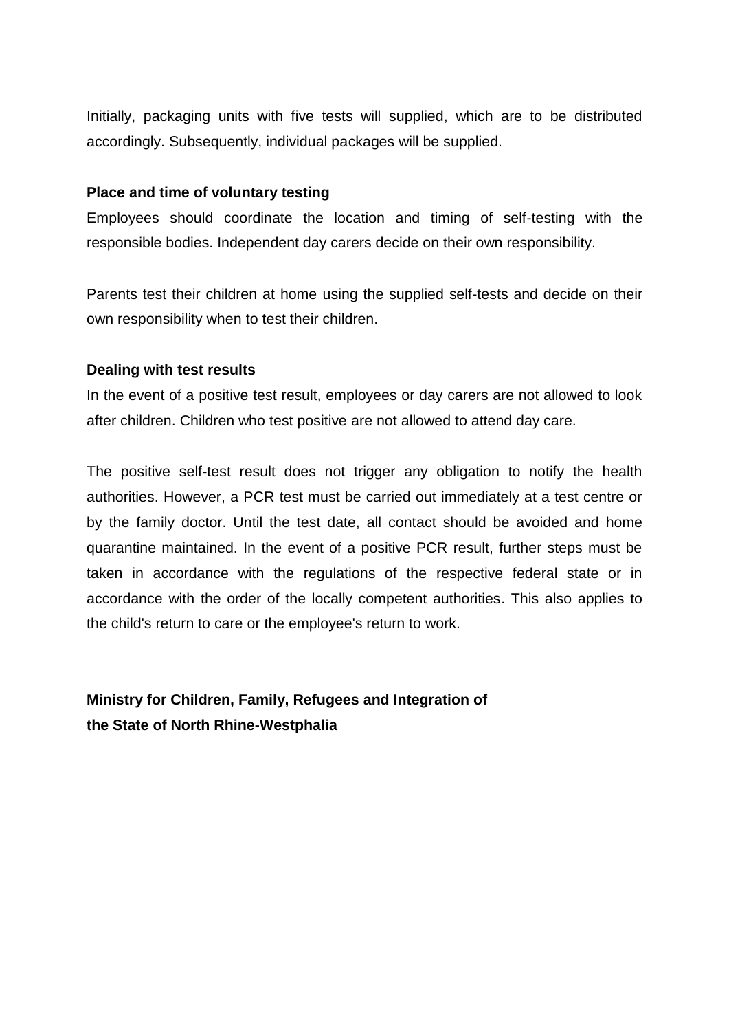Initially, packaging units with five tests will supplied, which are to be distributed accordingly. Subsequently, individual packages will be supplied.

**Place and time of voluntary testing**

Employees should coordinate the location and timing of self-testing with the responsible bodies. Independent day carers decide on their own responsibility.

Parents test their children at home using the supplied self-tests and decide on their own responsibility when to test their children.

**Dealing with test results**

In the event of a positive test result, employees or day carers are not allowed to look after children. Children who test positive are not allowed to attend day care.

The positive self-test result does not trigger any obligation to notify the health authorities. However, a PCR test must be carried out immediately at a test centre or by the family doctor. Until the test date, all contact should be avoided and home quarantine maintained. In the event of a positive PCR result, further steps must be taken in accordance with the regulations of the respective federal state or in accordance with the order of the locally competent authorities. This also applies to the child's return to care or the employee's return to work.

**Ministry for Children, Family, Refugees and Integration of the State of North Rhine-Westphalia**